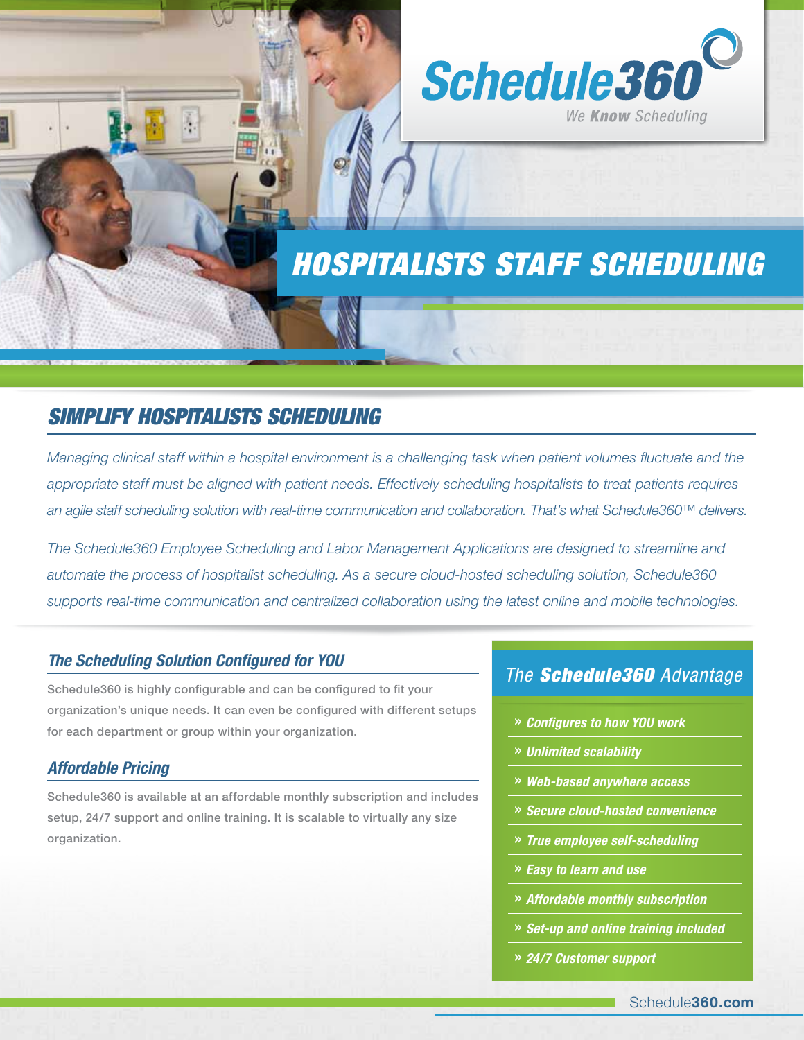Schedule360

We Know Scheduling

# HOSPITALISTS STAFF SCHEDULING

## SIMPLIFY HOSPITALISTS SCHEDULING

*Managing clinical staff within a hospital environment is a challenging task when patient volumes fluctuate and the appropriate staff must be aligned with patient needs. Effectively scheduling hospitalists to treat patients requires an agile staff scheduling solution with real-time communication and collaboration. That's what Schedule360™ delivers.*

*The Schedule360 Employee Scheduling and Labor Management Applications are designed to streamline and automate the process of hospitalist scheduling. As a secure cloud-hosted scheduling solution, Schedule360 supports real-time communication and centralized collaboration using the latest online and mobile technologies.*

### The Scheduling Solution Configured for YOU

Schedule360 is highly configurable and can be configured to fit your organization's unique needs. It can even be configured with different setups for each department or group within your organization.

### Affordable Pricing

Schedule360 is available at an affordable monthly subscription and includes setup, 24/7 support and online training. It is scalable to virtually any size organization.

### The **Schedule360** Advantage

- *Configures to how YOU work*
- *Unlimited scalability*
- *Web-based anywhere access*
- *Secure cloud-hosted convenience*
- *True employee self-scheduling*
- *Easy to learn and use*
- *Affordable monthly subscription*
- *Set-up and online training included*
- *24/7 Customer support*

Schedule**360.com**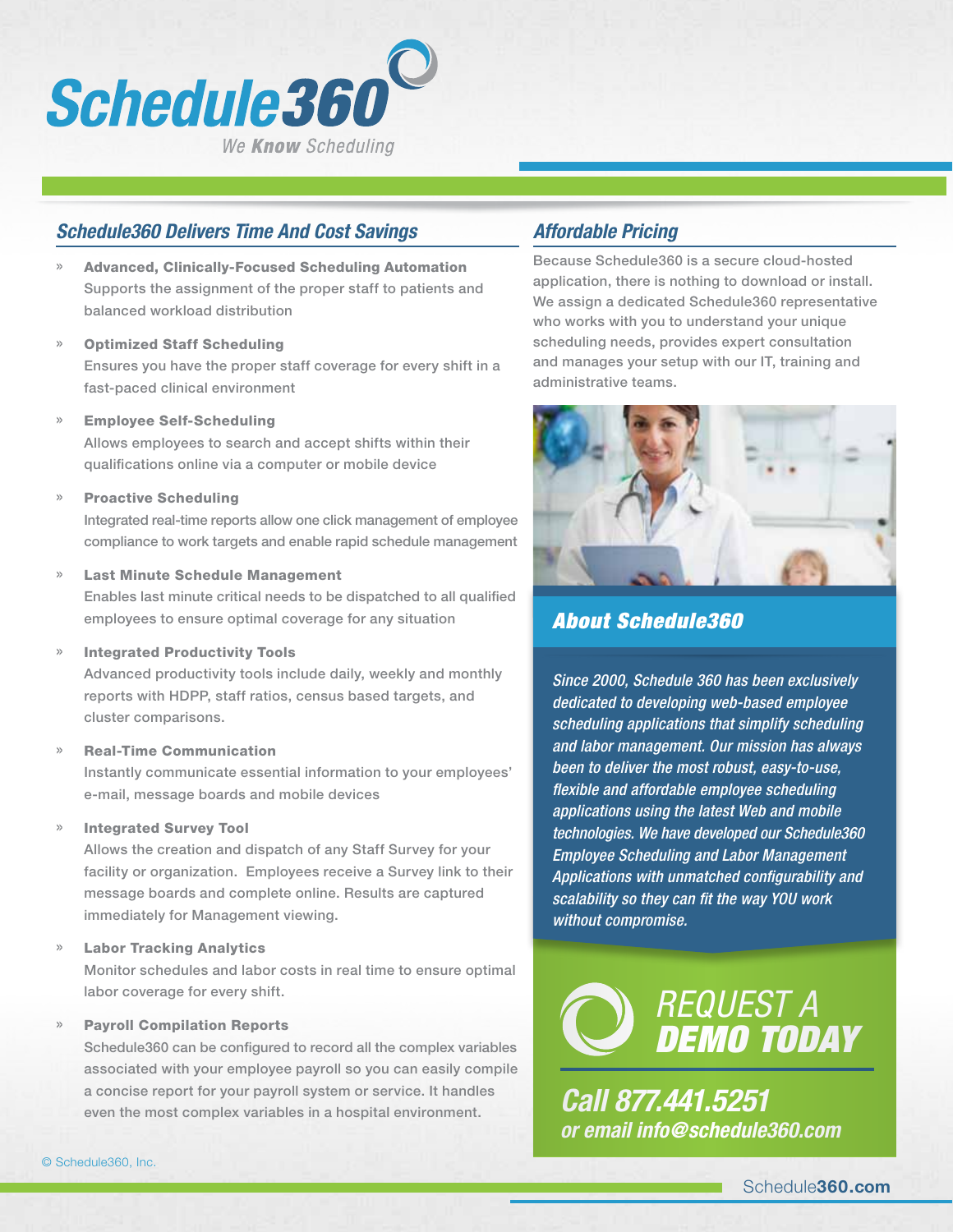# Schedule360

We **Know** Scheduling

## Schedule360 Delivers Time And Cost Savings

- **Advanced, Clinically-Focused Scheduling Automation**
  Supports the assignment of the proper staff to patients and balanced workload distribution
- **Optimized Staff Scheduling**
  Ensures you have the proper staff coverage for every shift in a fast-paced clinical environment
- **Employee Self-Scheduling**
  Allows employees to search and accept shifts within their qualifications online via a computer or mobile device
- **Proactive Scheduling**
  Integrated real-time reports allow one click management of employee compliance to work targets and enable rapid schedule management
- **Last Minute Schedule Management**
  Enables last minute critical needs to be dispatched to all qualified employees to ensure optimal coverage for any situation
- **Integrated Productivity Tools**
  Advanced productivity tools include daily, weekly and monthly reports with HDPP, staff ratios, census based targets, and cluster comparisons.
- **Real-Time Communication**
  Instantly communicate essential information to your employees' e-mail, message boards and mobile devices
- **Integrated Survey Tool**
  Allows the creation and dispatch of any Staff Survey for your facility or organization. Employees receive a Survey link to their message boards and complete online. Results are captured immediately for Management viewing.
- **Labor Tracking Analytics**
  Monitor schedules and labor costs in real time to ensure optimal labor coverage for every shift.
- **Payroll Compilation Reports**
  Schedule360 can be configured to record all the complex variables associated with your employee payroll so you can easily compile a concise report for your payroll system or service. It handles even the most complex variables in a hospital environment.

## Affordable Pricing

Because Schedule360 is a secure cloud-hosted application, there is nothing to download or install. We assign a dedicated Schedule360 representative who works with you to understand your unique scheduling needs, provides expert consultation and manages your setup with our IT, training and administrative teams.

## About Schedule360

*Since 2000, Schedule 360 has been exclusively dedicated to developing web-based employee scheduling applications that simplify scheduling and labor management. Our mission has always been to deliver the most robust, easy-to-use, flexible and affordable employee scheduling applications using the latest Web and mobile technologies. We have developed our Schedule360 Employee Scheduling and Labor Management Applications with unmatched configurability and scalability so they can fit the way YOU work without compromise.*

## REQUEST A **DEMO TODAY**

**Call 877.441.5251**
**or email info@schedule360.com**

© Schedule360, Inc.

Schedule**360.com**